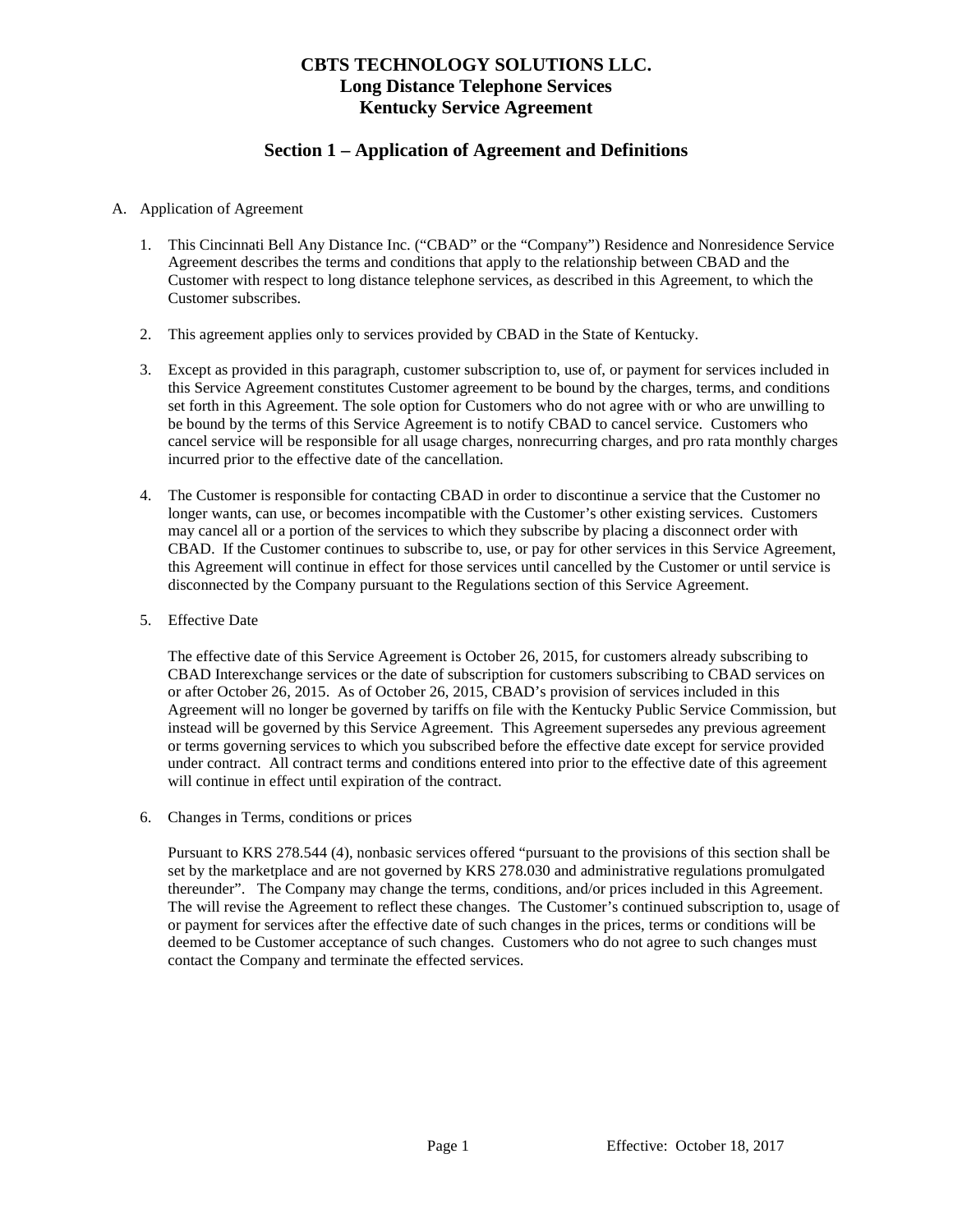# CBTS TECHNOLOGY SOLUTIONS LLC.
# Long Distance Telephone Services
# Kentucky Service Agreement

## Section 1 – Application of Agreement and Definitions

A. Application of Agreement

1. This Cincinnati Bell Any Distance Inc. ("CBAD" or the "Company") Residence and Nonresidence Service Agreement describes the terms and conditions that apply to the relationship between CBAD and the Customer with respect to long distance telephone services, as described in this Agreement, to which the Customer subscribes.

2. This agreement applies only to services provided by CBAD in the State of Kentucky.

3. Except as provided in this paragraph, customer subscription to, use of, or payment for services included in this Service Agreement constitutes Customer agreement to be bound by the charges, terms, and conditions set forth in this Agreement. The sole option for Customers who do not agree with or who are unwilling to be bound by the terms of this Service Agreement is to notify CBAD to cancel service. Customers who cancel service will be responsible for all usage charges, nonrecurring charges, and pro rata monthly charges incurred prior to the effective date of the cancellation.

4. The Customer is responsible for contacting CBAD in order to discontinue a service that the Customer no longer wants, can use, or becomes incompatible with the Customer's other existing services. Customers may cancel all or a portion of the services to which they subscribe by placing a disconnect order with CBAD. If the Customer continues to subscribe to, use, or pay for other services in this Service Agreement, this Agreement will continue in effect for those services until cancelled by the Customer or until service is disconnected by the Company pursuant to the Regulations section of this Service Agreement.

5. Effective Date

   The effective date of this Service Agreement is October 26, 2015, for customers already subscribing to CBAD Interexchange services or the date of subscription for customers subscribing to CBAD services on or after October 26, 2015. As of October 26, 2015, CBAD's provision of services included in this Agreement will no longer be governed by tariffs on file with the Kentucky Public Service Commission, but instead will be governed by this Service Agreement. This Agreement supersedes any previous agreement or terms governing services to which you subscribed before the effective date except for service provided under contract. All contract terms and conditions entered into prior to the effective date of this agreement will continue in effect until expiration of the contract.

6. Changes in Terms, conditions or prices

   Pursuant to KRS 278.544 (4), nonbasic services offered "pursuant to the provisions of this section shall be set by the marketplace and are not governed by KRS 278.030 and administrative regulations promulgated thereunder". The Company may change the terms, conditions, and/or prices included in this Agreement. The will revise the Agreement to reflect these changes. The Customer's continued subscription to, usage of or payment for services after the effective date of such changes in the prices, terms or conditions will be deemed to be Customer acceptance of such changes. Customers who do not agree to such changes must contact the Company and terminate the effected services.

Effective: October 18, 2017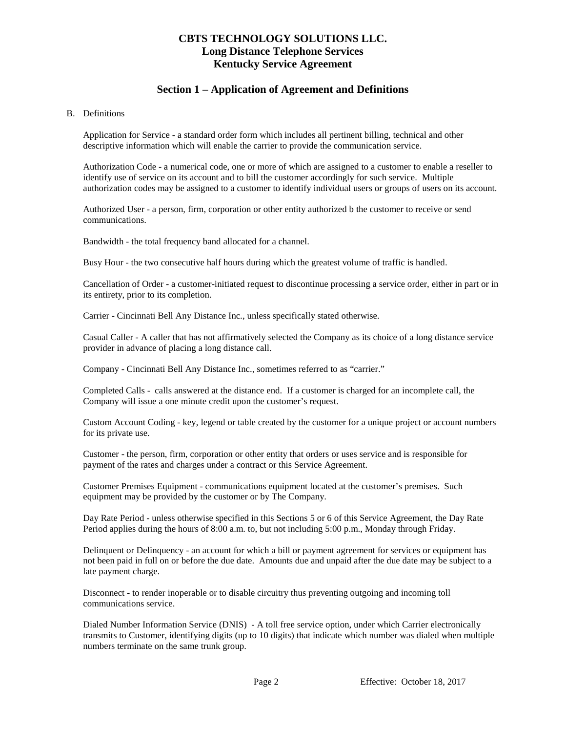# CBTS TECHNOLOGY SOLUTIONS LLC.
# Long Distance Telephone Services
# Kentucky Service Agreement

## Section 1 – Application of Agreement and Definitions

B. Definitions

Application for Service - a standard order form which includes all pertinent billing, technical and other descriptive information which will enable the carrier to provide the communication service.

Authorization Code - a numerical code, one or more of which are assigned to a customer to enable a reseller to identify use of service on its account and to bill the customer accordingly for such service. Multiple authorization codes may be assigned to a customer to identify individual users or groups of users on its account.

Authorized User - a person, firm, corporation or other entity authorized b the customer to receive or send communications.

Bandwidth - the total frequency band allocated for a channel.

Busy Hour - the two consecutive half hours during which the greatest volume of traffic is handled.

Cancellation of Order - a customer-initiated request to discontinue processing a service order, either in part or in its entirety, prior to its completion.

Carrier - Cincinnati Bell Any Distance Inc., unless specifically stated otherwise.

Casual Caller - A caller that has not affirmatively selected the Company as its choice of a long distance service provider in advance of placing a long distance call.

Company - Cincinnati Bell Any Distance Inc., sometimes referred to as "carrier."

Completed Calls - calls answered at the distance end. If a customer is charged for an incomplete call, the Company will issue a one minute credit upon the customer's request.

Custom Account Coding - key, legend or table created by the customer for a unique project or account numbers for its private use.

Customer - the person, firm, corporation or other entity that orders or uses service and is responsible for payment of the rates and charges under a contract or this Service Agreement.

Customer Premises Equipment - communications equipment located at the customer's premises. Such equipment may be provided by the customer or by The Company.

Day Rate Period - unless otherwise specified in this Sections 5 or 6 of this Service Agreement, the Day Rate Period applies during the hours of 8:00 a.m. to, but not including 5:00 p.m., Monday through Friday.

Delinquent or Delinquency - an account for which a bill or payment agreement for services or equipment has not been paid in full on or before the due date. Amounts due and unpaid after the due date may be subject to a late payment charge.

Disconnect - to render inoperable or to disable circuitry thus preventing outgoing and incoming toll communications service.

Dialed Number Information Service (DNIS) - A toll free service option, under which Carrier electronically transmits to Customer, identifying digits (up to 10 digits) that indicate which number was dialed when multiple numbers terminate on the same trunk group.

Effective: October 18, 2017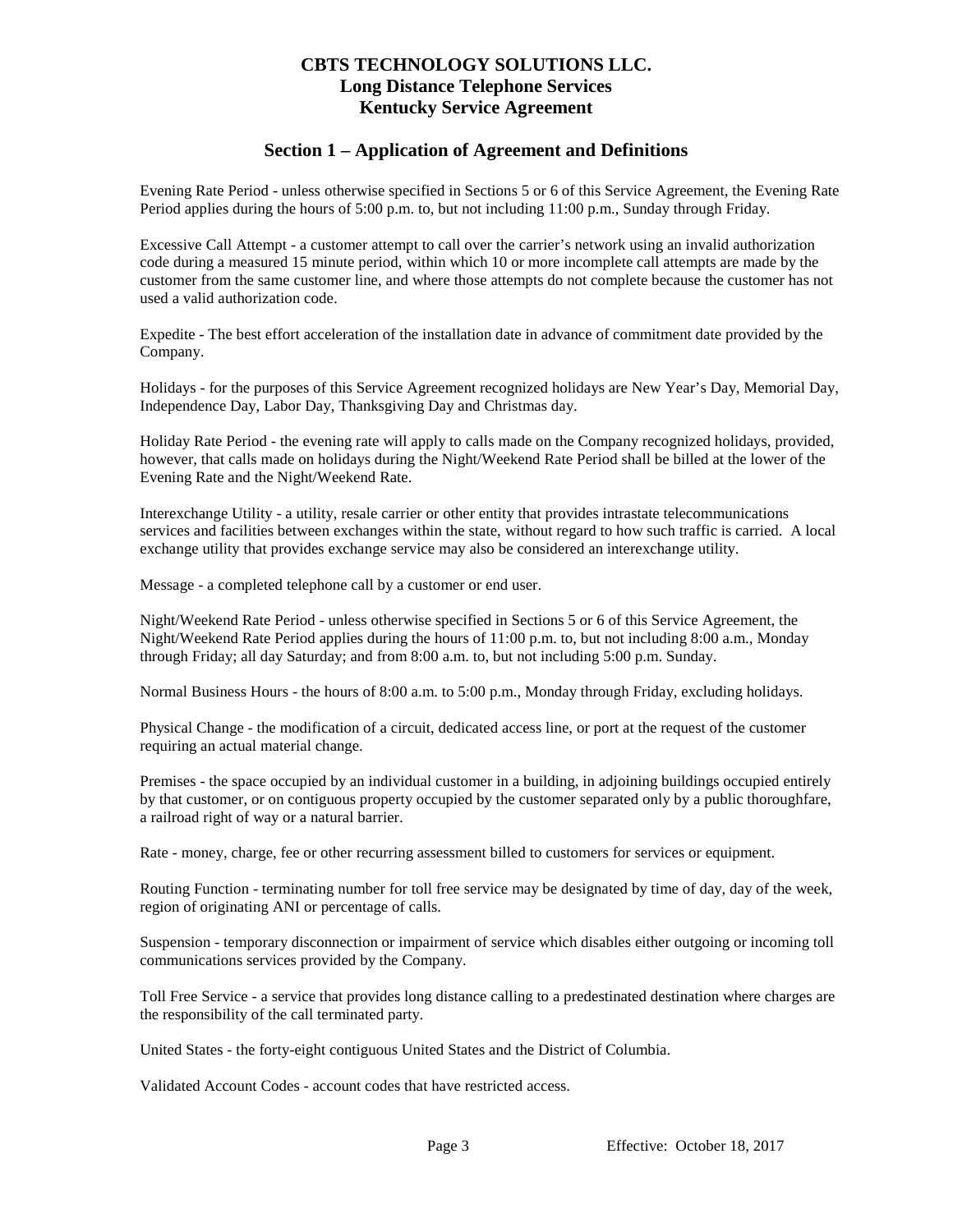# CBTS TECHNOLOGY SOLUTIONS LLC.
# Long Distance Telephone Services
# Kentucky Service Agreement

## Section 1 – Application of Agreement and Definitions

Evening Rate Period - unless otherwise specified in Sections 5 or 6 of this Service Agreement, the Evening Rate Period applies during the hours of 5:00 p.m. to, but not including 11:00 p.m., Sunday through Friday.

Excessive Call Attempt - a customer attempt to call over the carrier's network using an invalid authorization code during a measured 15 minute period, within which 10 or more incomplete call attempts are made by the customer from the same customer line, and where those attempts do not complete because the customer has not used a valid authorization code.

Expedite - The best effort acceleration of the installation date in advance of commitment date provided by the Company.

Holidays - for the purposes of this Service Agreement recognized holidays are New Year's Day, Memorial Day, Independence Day, Labor Day, Thanksgiving Day and Christmas day.

Holiday Rate Period - the evening rate will apply to calls made on the Company recognized holidays, provided, however, that calls made on holidays during the Night/Weekend Rate Period shall be billed at the lower of the Evening Rate and the Night/Weekend Rate.

Interexchange Utility - a utility, resale carrier or other entity that provides intrastate telecommunications services and facilities between exchanges within the state, without regard to how such traffic is carried. A local exchange utility that provides exchange service may also be considered an interexchange utility.

Message - a completed telephone call by a customer or end user.

Night/Weekend Rate Period - unless otherwise specified in Sections 5 or 6 of this Service Agreement, the Night/Weekend Rate Period applies during the hours of 11:00 p.m. to, but not including 8:00 a.m., Monday through Friday; all day Saturday; and from 8:00 a.m. to, but not including 5:00 p.m. Sunday.

Normal Business Hours - the hours of 8:00 a.m. to 5:00 p.m., Monday through Friday, excluding holidays.

Physical Change - the modification of a circuit, dedicated access line, or port at the request of the customer requiring an actual material change.

Premises - the space occupied by an individual customer in a building, in adjoining buildings occupied entirely by that customer, or on contiguous property occupied by the customer separated only by a public thoroughfare, a railroad right of way or a natural barrier.

Rate - money, charge, fee or other recurring assessment billed to customers for services or equipment.

Routing Function - terminating number for toll free service may be designated by time of day, day of the week, region of originating ANI or percentage of calls.

Suspension - temporary disconnection or impairment of service which disables either outgoing or incoming toll communications services provided by the Company.

Toll Free Service - a service that provides long distance calling to a predestinated destination where charges are the responsibility of the call terminated party.

United States - the forty-eight contiguous United States and the District of Columbia.

Validated Account Codes - account codes that have restricted access.

Effective: October 18, 2017